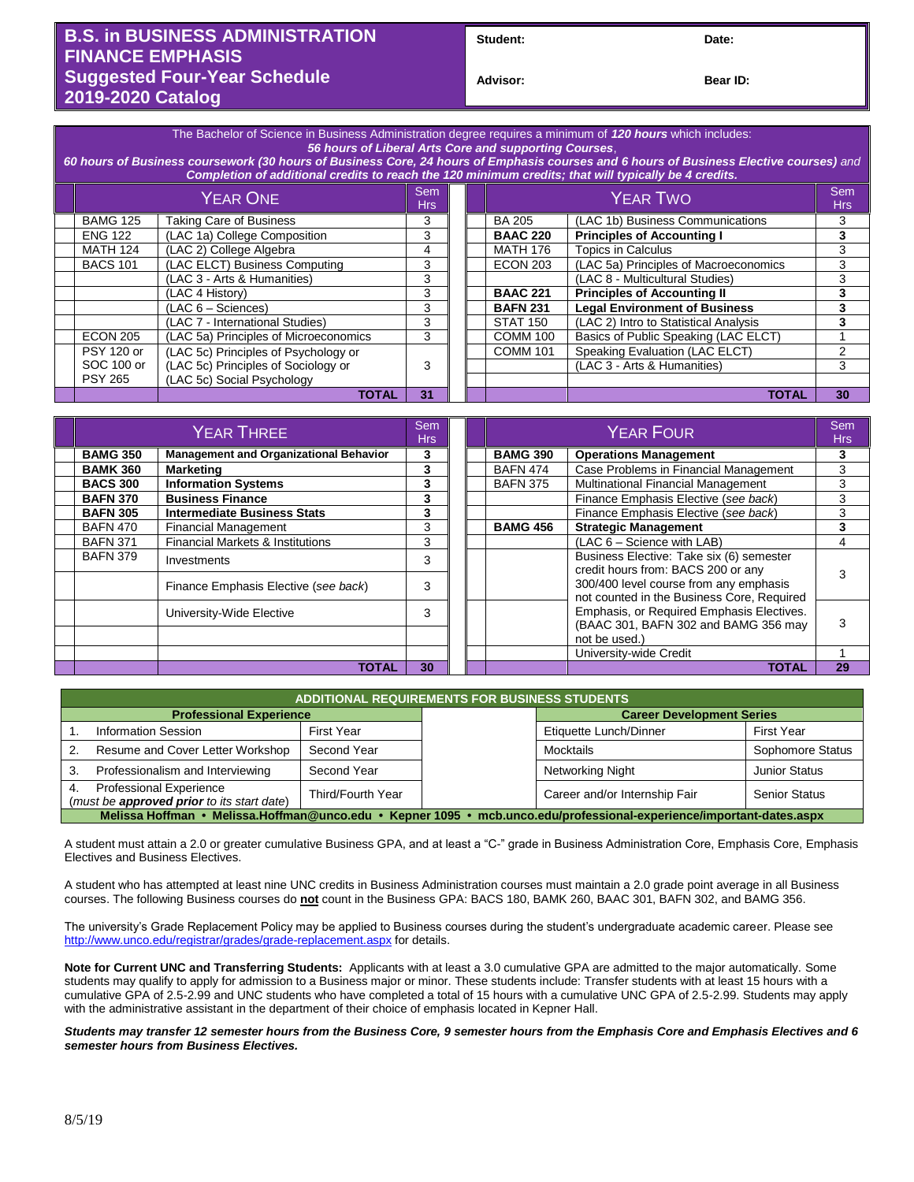# B.S. in BUSINESS ADMINISTRATION FINANCE EMPHASIS
## Suggested Four-Year Schedule
## 2019-2020 Catalog

**Student:** **Date:**

**Advisor:** **Bear ID:**

The Bachelor of Science in Business Administration degree requires a minimum of ***120 hours*** which includes:
***56 hours of Liberal Arts Core and supporting Courses***,
***60 hours of Business coursework (30 hours of Business Core, 24 hours of Emphasis courses and 6 hours of Business Elective courses)*** *and* ***Completion of additional credits to reach the 120 minimum credits; that will typically be 4 credits.***

| YEAR ONE | | Sem Hrs | YEAR TWO | | Sem Hrs |
|---|---|---|---|---|---|
| BAMG 125 | Taking Care of Business | 3 | BA 205 | (LAC 1b) Business Communications | 3 |
| ENG 122 | (LAC 1a) College Composition | 3 | **BAAC 220** | **Principles of Accounting I** | **3** |
| MATH 124 | (LAC 2) College Algebra | 4 | MATH 176 | Topics in Calculus | 3 |
| BACS 101 | (LAC ELCT) Business Computing | 3 | ECON 203 | (LAC 5a) Principles of Macroeconomics | 3 |
| | (LAC 3 - Arts & Humanities) | 3 | | (LAC 8 - Multicultural Studies) | 3 |
| | (LAC 4 History) | 3 | **BAAC 221** | **Principles of Accounting II** | **3** |
| | (LAC 6 – Sciences) | 3 | **BAFN 231** | **Legal Environment of Business** | **3** |
| | (LAC 7 - International Studies) | 3 | STAT 150 | (LAC 2) Intro to Statistical Analysis | **3** |
| ECON 205 | (LAC 5a) Principles of Microeconomics | 3 | COMM 100 | Basics of Public Speaking (LAC ELCT) | 1 |
| PSY 120 or SOC 100 or PSY 265 | (LAC 5c) Principles of Psychology or (LAC 5c) Principles of Sociology or (LAC 5c) Social Psychology | 3 | COMM 101 | Speaking Evaluation (LAC ELCT) | 2 |
| | | | | (LAC 3 - Arts & Humanities) | 3 |
| | **TOTAL** | **31** | | **TOTAL** | **30** |

| YEAR THREE | | Sem Hrs | YEAR FOUR | | Sem Hrs |
|---|---|---|---|---|---|
| **BAMG 350** | **Management and Organizational Behavior** | **3** | **BAMG 390** | **Operations Management** | **3** |
| **BAMK 360** | **Marketing** | **3** | BAFN 474 | Case Problems in Financial Management | 3 |
| **BACS 300** | **Information Systems** | **3** | BAFN 375 | Multinational Financial Management | 3 |
| **BAFN 370** | **Business Finance** | **3** | | Finance Emphasis Elective (*see back*) | 3 |
| **BAFN 305** | **Intermediate Business Stats** | **3** | | Finance Emphasis Elective (*see back*) | 3 |
| BAFN 470 | Financial Management | 3 | **BAMG 456** | **Strategic Management** | **3** |
| BAFN 371 | Financial Markets & Institutions | 3 | | (LAC 6 – Science with LAB) | 4 |
| BAFN 379 | Investments | 3 | | Business Elective: Take six (6) semester credit hours from: BACS 200 or any 300/400 level course from any emphasis not counted in the Business Core, Required Emphasis, or Required Emphasis Electives. (BAAC 301, BAFN 302 and BAMG 356 may not be used.) | 3 |
| | Finance Emphasis Elective (*see back*) | 3 | | | |
| | University-Wide Elective | 3 | | | 3 |
| | | | | University-wide Credit | 1 |
| | **TOTAL** | **30** | | **TOTAL** | **29** |

| ADDITIONAL REQUIREMENTS FOR BUSINESS STUDENTS | | | |
|---|---|---|---|
| **Professional Experience** | | **Career Development Series** | |
| 1. Information Session | First Year | Etiquette Lunch/Dinner | First Year |
| 2. Resume and Cover Letter Workshop | Second Year | Mocktails | Sophomore Status |
| 3. Professionalism and Interviewing | Second Year | Networking Night | Junior Status |
| 4. Professional Experience (*must be **approved prior** to its start date*) | Third/Fourth Year | Career and/or Internship Fair | Senior Status |

**Melissa Hoffman • Melissa.Hoffman@unco.edu • Kepner 1095 • mcb.unco.edu/professional-experience/important-dates.aspx**

A student must attain a 2.0 or greater cumulative Business GPA, and at least a "C-" grade in Business Administration Core, Emphasis Core, Emphasis Electives and Business Electives.

A student who has attempted at least nine UNC credits in Business Administration courses must maintain a 2.0 grade point average in all Business courses. The following Business courses do **not** count in the Business GPA: BACS 180, BAMK 260, BAAC 301, BAFN 302, and BAMG 356.

The university's Grade Replacement Policy may be applied to Business courses during the student's undergraduate academic career. Please see http://www.unco.edu/registrar/grades/grade-replacement.aspx for details.

**Note for Current UNC and Transferring Students:** Applicants with at least a 3.0 cumulative GPA are admitted to the major automatically. Some students may qualify to apply for admission to a Business major or minor. These students include: Transfer students with at least 15 hours with a cumulative GPA of 2.5-2.99 and UNC students who have completed a total of 15 hours with a cumulative UNC GPA of 2.5-2.99. Students may apply with the administrative assistant in the department of their choice of emphasis located in Kepner Hall.

***Students may transfer 12 semester hours from the Business Core, 9 semester hours from the Emphasis Core and Emphasis Electives and 6 semester hours from Business Electives.***

8/5/19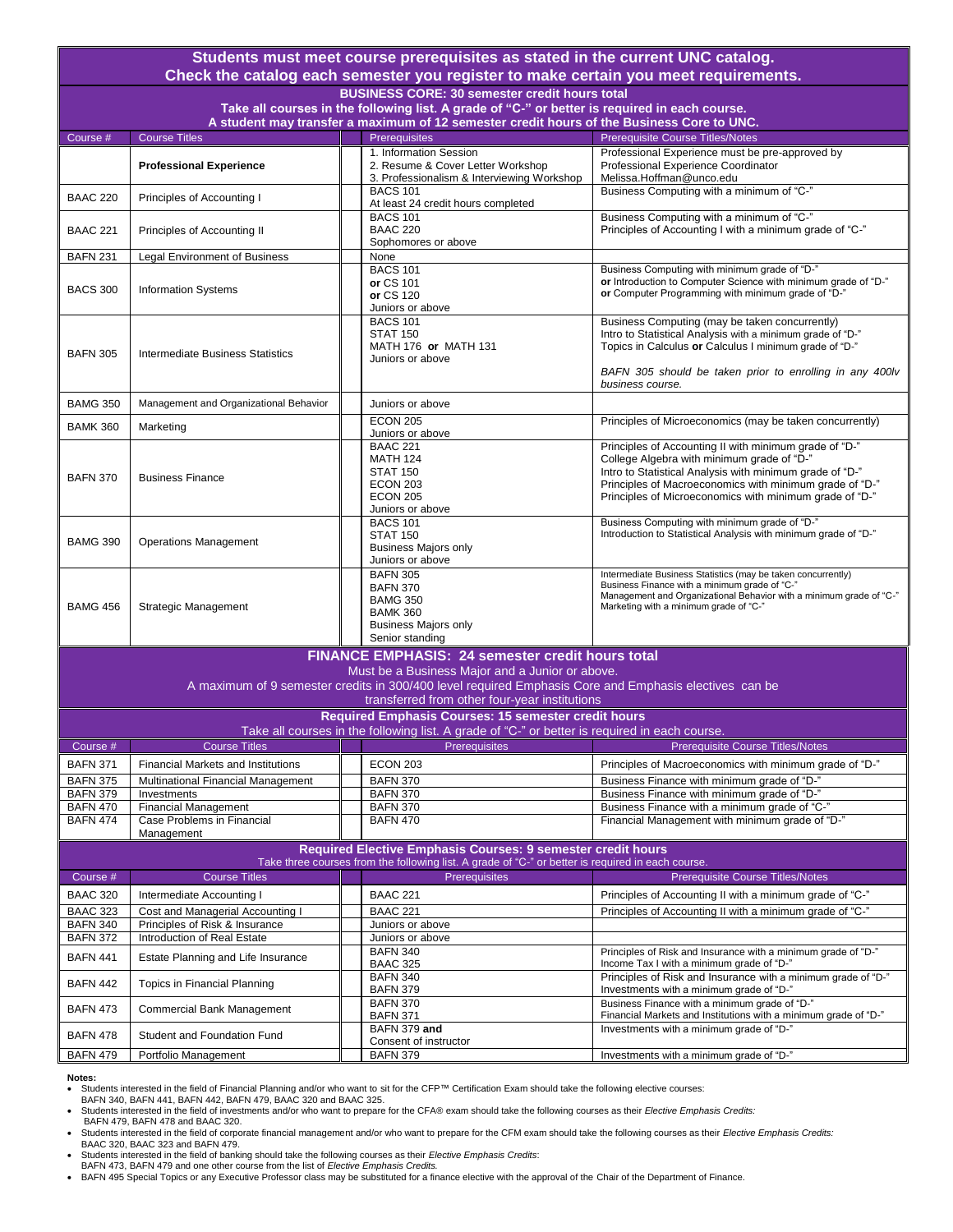**Students must meet course prerequisites as stated in the current UNC catalog.**
**Check the catalog each semester you register to make certain you meet requirements.**

## BUSINESS CORE: 30 semester credit hours total

**Take all courses in the following list. A grade of "C-" or better is required in each course.**
**A student may transfer a maximum of 12 semester credit hours of the Business Core to UNC.**

| Course # | Course Titles | Prerequisites | Prerequisite Course Titles/Notes |
|---|---|---|---|
| | **Professional Experience** | 1. Information Session<br>2. Resume & Cover Letter Workshop<br>3. Professionalism & Interviewing Workshop | Professional Experience must be pre-approved by Professional Experience Coordinator Melissa.Hoffman@unco.edu |
| BAAC 220 | Principles of Accounting I | BACS 101<br>At least 24 credit hours completed | Business Computing with a minimum of "C-" |
| BAAC 221 | Principles of Accounting II | BACS 101<br>BAAC 220<br>Sophomores or above | Business Computing with a minimum of "C-"<br>Principles of Accounting I with a minimum grade of "C-" |
| BAFN 231 | Legal Environment of Business | None | |
| BACS 300 | Information Systems | BACS 101<br>**or** CS 101<br>**or** CS 120<br>Juniors or above | Business Computing with minimum grade of "D-"<br>**or** Introduction to Computer Science with minimum grade of "D-"<br>**or** Computer Programming with minimum grade of "D-" |
| BAFN 305 | Intermediate Business Statistics | BACS 101<br>STAT 150<br>MATH 176 **or** MATH 131<br>Juniors or above | Business Computing (may be taken concurrently)<br>Intro to Statistical Analysis with a minimum grade of "D-"<br>Topics in Calculus **or** Calculus I minimum grade of "D-"<br>*BAFN 305 should be taken prior to enrolling in any 400lv business course.* |
| BAMG 350 | Management and Organizational Behavior | Juniors or above | |
| BAMK 360 | Marketing | ECON 205<br>Juniors or above | Principles of Microeconomics (may be taken concurrently) |
| BAFN 370 | Business Finance | BAAC 221<br>MATH 124<br>STAT 150<br>ECON 203<br>ECON 205<br>Juniors or above | Principles of Accounting II with a minimum grade of "D-"<br>College Algebra with minimum grade of "D-"<br>Intro to Statistical Analysis with minimum grade of "D-"<br>Principles of Macroeconomics with minimum grade of "D-"<br>Principles of Microeconomics with minimum grade of "D-" |
| BAMG 390 | Operations Management | BACS 101<br>STAT 150<br>Business Majors only<br>Juniors or above | Business Computing with minimum grade of "D-"<br>Introduction to Statistical Analysis with minimum grade of "D-" |
| BAMG 456 | Strategic Management | BAFN 305<br>BAFN 370<br>BAMG 350<br>BAMK 360<br>Business Majors only<br>Senior standing | Intermediate Business Statistics (may be taken concurrently)<br>Business Finance with a minimum grade of "C-"<br>Management and Organizational Behavior with a minimum grade of "C-"<br>Marketing with a minimum grade of "C-" |

## FINANCE EMPHASIS: 24 semester credit hours total

Must be a Business Major and a Junior or above.
A maximum of 9 semester credits in 300/400 level required Emphasis Core and Emphasis electives can be transferred from other four-year institutions

### Required Emphasis Courses: 15 semester credit hours

Take all courses in the following list. A grade of "C-" or better is required in each course.

| Course # | Course Titles | Prerequisites | Prerequisite Course Titles/Notes |
|---|---|---|---|
| BAFN 371 | Financial Markets and Institutions | ECON 203 | Principles of Macroeconomics with minimum grade of "D-" |
| BAFN 375 | Multinational Financial Management | BAFN 370 | Business Finance with minimum grade of "D-" |
| BAFN 379 | Investments | BAFN 370 | Business Finance with minimum grade of "D-" |
| BAFN 470 | Financial Management | BAFN 370 | Business Finance with a minimum grade of "C-" |
| BAFN 474 | Case Problems in Financial Management | BAFN 470 | Financial Management with minimum grade of "D-" |

### Required Elective Emphasis Courses: 9 semester credit hours

Take three courses from the following list. A grade of "C-" or better is required in each course.

| Course # | Course Titles | Prerequisites | Prerequisite Course Titles/Notes |
|---|---|---|---|
| BAAC 320 | Intermediate Accounting I | BAAC 221 | Principles of Accounting II with a minimum grade of "C-" |
| BAAC 323 | Cost and Managerial Accounting I | BAAC 221 | Principles of Accounting II with a minimum grade of "C-" |
| BAFN 340 | Principles of Risk & Insurance | Juniors or above | |
| BAFN 372 | Introduction of Real Estate | Juniors or above | |
| BAFN 441 | Estate Planning and Life Insurance | BAFN 340<br>BAAC 325 | Principles of Risk and Insurance with a minimum grade of "D-"<br>Income Tax I with a minimum grade of "D-" |
| BAFN 442 | Topics in Financial Planning | BAFN 340<br>BAFN 379 | Principles of Risk and Insurance with a minimum grade of "D-"<br>Investments with a minimum grade of "D-" |
| BAFN 473 | Commercial Bank Management | BAFN 370<br>BAFN 371 | Business Finance with a minimum grade of "D-"<br>Financial Markets and Institutions with a minimum grade of "D-" |
| BAFN 478 | Student and Foundation Fund | BAFN 379 **and**<br>Consent of instructor | Investments with a minimum grade of "D-" |
| BAFN 479 | Portfolio Management | BAFN 379 | Investments with a minimum grade of "D-" |

**Notes:**

- Students interested in the field of Financial Planning and/or who want to sit for the CFP™ Certification Exam should take the following elective courses: BAFN 340, BAFN 441, BAFN 442, BAFN 479, BAAC 320 and BAAC 325.
- Students interested in the field of investments and/or who want to prepare for the CFA® exam should take the following courses as their *Elective Emphasis Credits:* BAFN 479, BAFN 478 and BAAC 320.
- Students interested in the field of corporate financial management and/or who want to prepare for the CFM exam should take the following courses as their *Elective Emphasis Credits:* BAAC 320, BAAC 323 and BAFN 479.
- Students interested in the field of banking should take the following courses as their *Elective Emphasis Credits*: BAFN 473, BAFN 479 and one other course from the list of *Elective Emphasis Credits.*
- BAFN 495 Special Topics or any Executive Professor class may be substituted for a finance elective with the approval of the Chair of the Department of Finance.